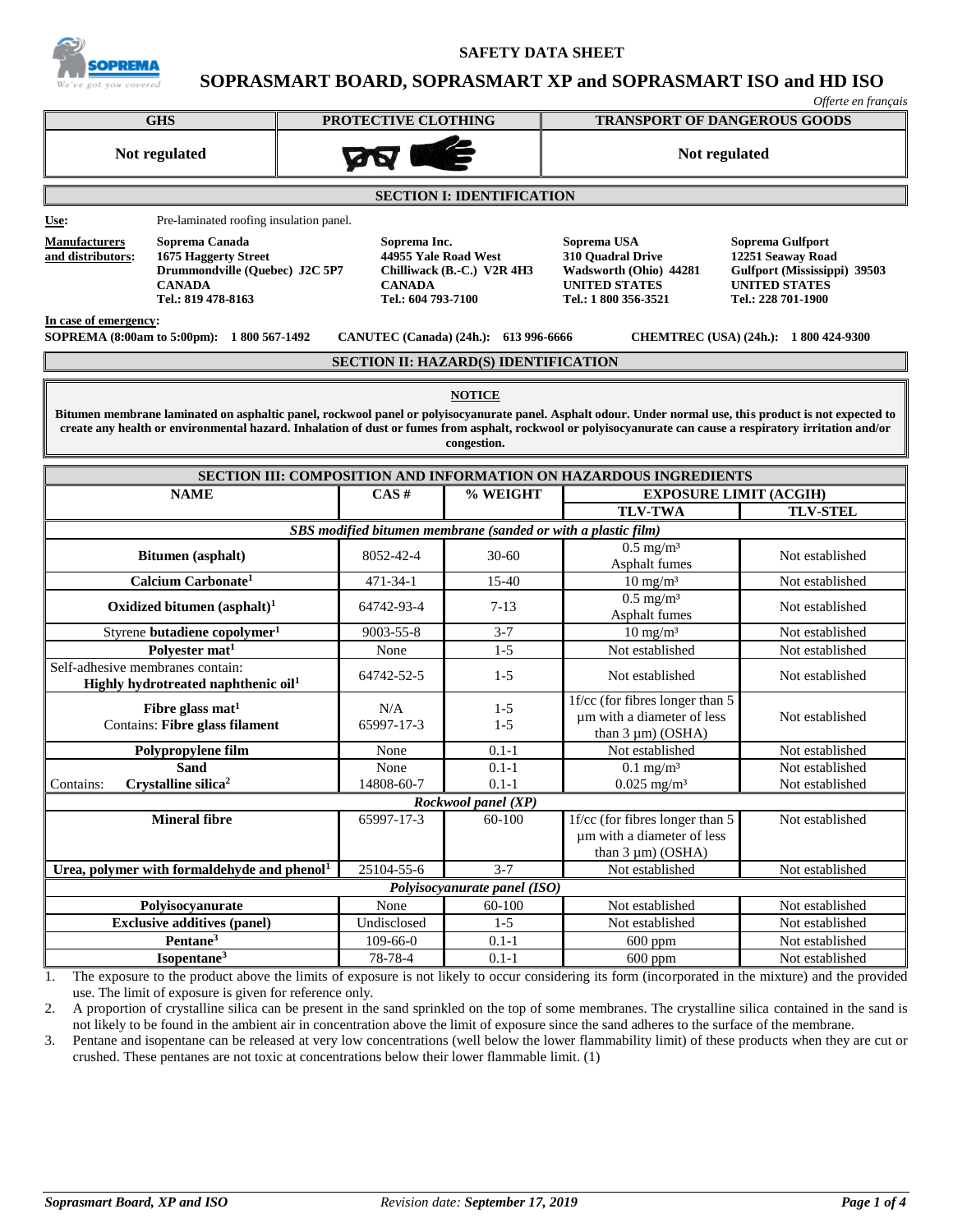# SAFETY DATA SHEET

## SOPRASMART BOARD, SOPRASMART XP and SOPRASMART ISO and HD ISO

*Offerte en français*

| GHS | PROTECTIVE CLOTHING | TRANSPORT OF DANGEROUS GOODS |
|---|---|---|
| **Not regulated** | | **Not regulated** |

## SECTION I: IDENTIFICATION

**Use:** Pre-laminated roofing insulation panel.

**Manufacturers and distributors:**

**Soprema Canada**
**1675 Haggerty Street**
**Drummondville (Quebec) J2C 5P7**
**CANADA**
**Tel.: 819 478-8163**

**Soprema Inc.**
**44955 Yale Road West**
**Chilliwack (B.-C.) V2R 4H3**
**CANADA**
**Tel.: 604 793-7100**

**Soprema USA**
**310 Quadral Drive**
**Wadsworth (Ohio) 44281**
**UNITED STATES**
**Tel.: 1 800 356-3521**

**Soprema Gulfport**
**12251 Seaway Road**
**Gulfport (Mississippi) 39503**
**UNITED STATES**
**Tel.: 228 701-1900**

**In case of emergency:**
**SOPREMA (8:00am to 5:00pm): 1 800 567-1492** **CANUTEC (Canada) (24h.): 613 996-6666** **CHEMTREC (USA) (24h.): 1 800 424-9300**

## SECTION II: HAZARD(S) IDENTIFICATION

**NOTICE**

**Bitumen membrane laminated on asphaltic panel, rockwool panel or polyisocyanurate panel. Asphalt odour. Under normal use, this product is not expected to create any health or environmental hazard. Inhalation of dust or fumes from asphalt, rockwool or polyisocyanurate can cause a respiratory irritation and/or congestion.**

## SECTION III: COMPOSITION AND INFORMATION ON HAZARDOUS INGREDIENTS

| NAME | CAS # | % WEIGHT | EXPOSURE LIMIT (ACGIH) | |
|---|---|---|---|---|
| | | | **TLV-TWA** | **TLV-STEL** |
| *SBS modified bitumen membrane (sanded or with a plastic film)* | | | | |
| **Bitumen (asphalt)** | 8052-42-4 | 30-60 | 0.5 mg/m³ Asphalt fumes | Not established |
| **Calcium Carbonate**[1] | 471-34-1 | 15-40 | 10 mg/m³ | Not established |
| **Oxidized bitumen (asphalt)**[1] | 64742-93-4 | 7-13 | 0.5 mg/m³ Asphalt fumes | Not established |
| Styrene **butadiene copolymer**[1] | 9003-55-8 | 3-7 | 10 mg/m³ | Not established |
| **Polyester mat**[1] | None | 1-5 | Not established | Not established |
| Self-adhesive membranes contain: **Highly hydrotreated naphthenic oil**[1] | 64742-52-5 | 1-5 | Not established | Not established |
| **Fibre glass mat**[1] Contains: **Fibre glass filament** | N/A 65997-17-3 | 1-5 1-5 | 1f/cc (for fibres longer than 5 µm with a diameter of less than 3 µm) (OSHA) | Not established |
| **Polypropylene film** | None | 0.1-1 | Not established | Not established |
| **Sand** Contains: **Crystalline silica**[2] | None 14808-60-7 | 0.1-1 0.1-1 | 0.1 mg/m³ 0.025 mg/m³ | Not established Not established |
| *Rockwool panel (XP)* | | | | |
| **Mineral fibre** | 65997-17-3 | 60-100 | 1f/cc (for fibres longer than 5 µm with a diameter of less than 3 µm) (OSHA) | Not established |
| **Urea, polymer with formaldehyde and phenol**[1] | 25104-55-6 | 3-7 | Not established | Not established |
| *Polyisocyanurate panel (ISO)* | | | | |
| **Polyisocyanurate** | None | 60-100 | Not established | Not established |
| **Exclusive additives (panel)** | Undisclosed | 1-5 | Not established | Not established |
| **Pentane**[3] | 109-66-0 | 0.1-1 | 600 ppm | Not established |
| **Isopentane**[3] | 78-78-4 | 0.1-1 | 600 ppm | Not established |

1. The exposure to the product above the limits of exposure is not likely to occur considering its form (incorporated in the mixture) and the provided use. The limit of exposure is given for reference only.
2. A proportion of crystalline silica can be present in the sand sprinkled on the top of some membranes. The crystalline silica contained in the sand is not likely to be found in the ambient air in concentration above the limit of exposure since the sand adheres to the surface of the membrane.
3. Pentane and isopentane can be released at very low concentrations (well below the lower flammability limit) of these products when they are cut or crushed. These pentanes are not toxic at concentrations below their lower flammable limit. (1)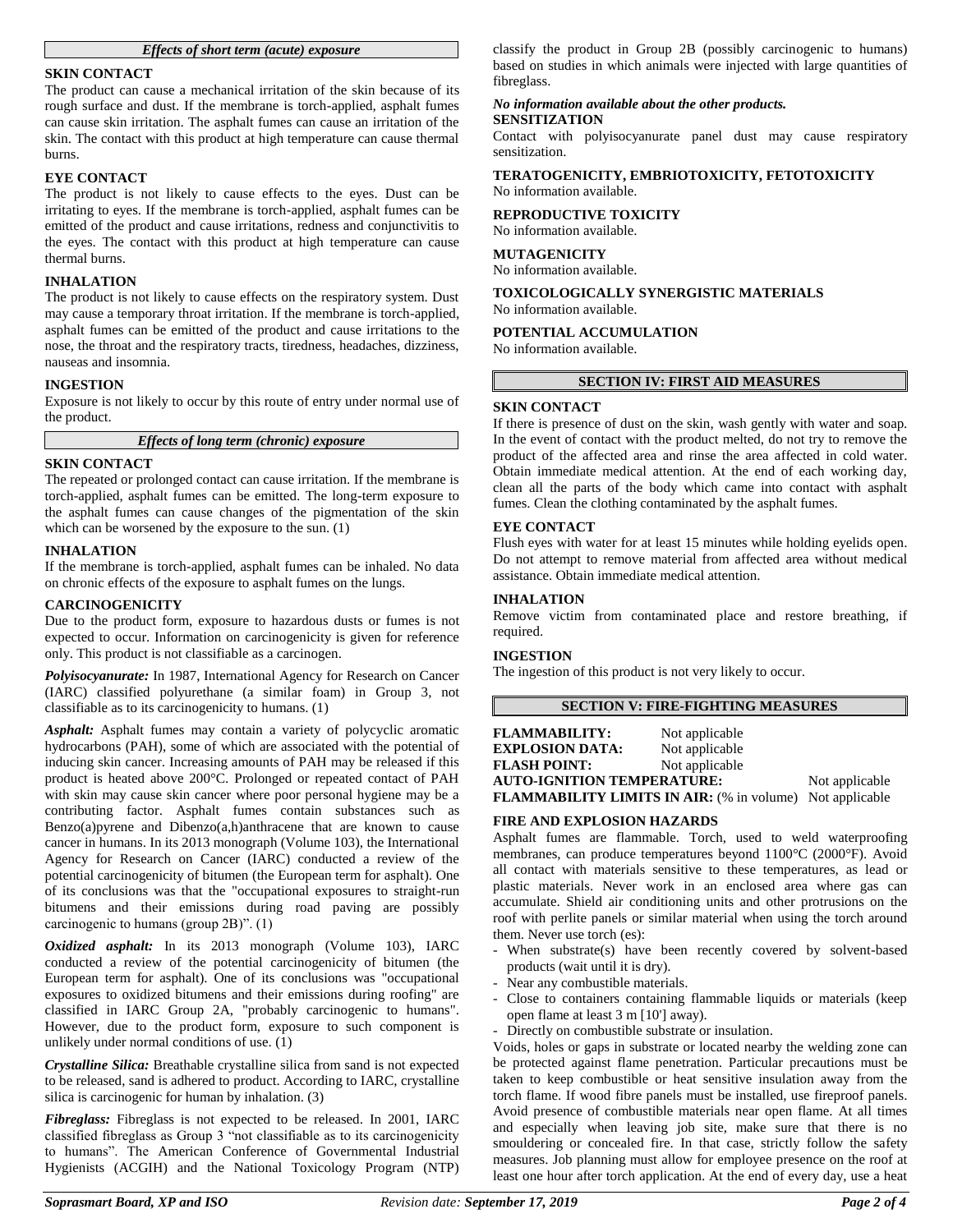### *Effects of short term (acute) exposure*

**SKIN CONTACT**

The product can cause a mechanical irritation of the skin because of its rough surface and dust. If the membrane is torch-applied, asphalt fumes can cause skin irritation. The asphalt fumes can cause an irritation of the skin. The contact with this product at high temperature can cause thermal burns.

**EYE CONTACT**

The product is not likely to cause effects to the eyes. Dust can be irritating to eyes. If the membrane is torch-applied, asphalt fumes can be emitted of the product and cause irritations, redness and conjunctivitis to the eyes. The contact with this product at high temperature can cause thermal burns.

**INHALATION**

The product is not likely to cause effects on the respiratory system. Dust may cause a temporary throat irritation. If the membrane is torch-applied, asphalt fumes can be emitted of the product and cause irritations to the nose, the throat and the respiratory tracts, tiredness, headaches, dizziness, nauseas and insomnia.

**INGESTION**

Exposure is not likely to occur by this route of entry under normal use of the product.

### *Effects of long term (chronic) exposure*

**SKIN CONTACT**

The repeated or prolonged contact can cause irritation. If the membrane is torch-applied, asphalt fumes can be emitted. The long-term exposure to the asphalt fumes can cause changes of the pigmentation of the skin which can be worsened by the exposure to the sun. (1)

**INHALATION**

If the membrane is torch-applied, asphalt fumes can be inhaled. No data on chronic effects of the exposure to asphalt fumes on the lungs.

**CARCINOGENICITY**

Due to the product form, exposure to hazardous dusts or fumes is not expected to occur. Information on carcinogenicity is given for reference only. This product is not classifiable as a carcinogen.

***Polyisocyanurate:*** In 1987, International Agency for Research on Cancer (IARC) classified polyurethane (a similar foam) in Group 3, not classifiable as to its carcinogenicity to humans. (1)

***Asphalt:*** Asphalt fumes may contain a variety of polycyclic aromatic hydrocarbons (PAH), some of which are associated with the potential of inducing skin cancer. Increasing amounts of PAH may be released if this product is heated above 200°C. Prolonged or repeated contact of PAH with skin may cause skin cancer where poor personal hygiene may be a contributing factor. Asphalt fumes contain substances such as Benzo(a)pyrene and Dibenzo(a,h)anthracene that are known to cause cancer in humans. In its 2013 monograph (Volume 103), the International Agency for Research on Cancer (IARC) conducted a review of the potential carcinogenicity of bitumen (the European term for asphalt). One of its conclusions was that the "occupational exposures to straight-run bitumens and their emissions during road paving are possibly carcinogenic to humans (group 2B)". (1)

***Oxidized asphalt:*** In its 2013 monograph (Volume 103), IARC conducted a review of the potential carcinogenicity of bitumen (the European term for asphalt). One of its conclusions was "occupational exposures to oxidized bitumens and their emissions during roofing" are classified in IARC Group 2A, "probably carcinogenic to humans". However, due to the product form, exposure to such component is unlikely under normal conditions of use. (1)

***Crystalline Silica:*** Breathable crystalline silica from sand is not expected to be released, sand is adhered to product. According to IARC, crystalline silica is carcinogenic for human by inhalation. (3)

***Fibreglass:*** Fibreglass is not expected to be released. In 2001, IARC classified fibreglass as Group 3 "not classifiable as to its carcinogenicity to humans". The American Conference of Governmental Industrial Hygienists (ACGIH) and the National Toxicology Program (NTP) classify the product in Group 2B (possibly carcinogenic to humans) based on studies in which animals were injected with large quantities of fibreglass.

***No information available about the other products.***

**SENSITIZATION**

Contact with polyisocyanurate panel dust may cause respiratory sensitization.

**TERATOGENICITY, EMBRIOTOXICITY, FETOTOXICITY**

No information available.

**REPRODUCTIVE TOXICITY**

No information available.

**MUTAGENICITY**

No information available.

**TOXICOLOGICALLY SYNERGISTIC MATERIALS**

No information available.

**POTENTIAL ACCUMULATION**

No information available.

## SECTION IV: FIRST AID MEASURES

**SKIN CONTACT**

If there is presence of dust on the skin, wash gently with water and soap. In the event of contact with the product melted, do not try to remove the product of the affected area and rinse the area affected in cold water. Obtain immediate medical attention. At the end of each working day, clean all the parts of the body which came into contact with asphalt fumes. Clean the clothing contaminated by the asphalt fumes.

**EYE CONTACT**

Flush eyes with water for at least 15 minutes while holding eyelids open. Do not attempt to remove material from affected area without medical assistance. Obtain immediate medical attention.

**INHALATION**

Remove victim from contaminated place and restore breathing, if required.

**INGESTION**

The ingestion of this product is not very likely to occur.

## SECTION V: FIRE-FIGHTING MEASURES

**FLAMMABILITY:** Not applicable
**EXPLOSION DATA:** Not applicable
**FLASH POINT:** Not applicable
**AUTO-IGNITION TEMPERATURE:** Not applicable
**FLAMMABILITY LIMITS IN AIR:** (% in volume) Not applicable

**FIRE AND EXPLOSION HAZARDS**

Asphalt fumes are flammable. Torch, used to weld waterproofing membranes, can produce temperatures beyond 1100°C (2000°F). Avoid all contact with materials sensitive to these temperatures, as lead or plastic materials. Never work in an enclosed area where gas can accumulate. Shield air conditioning units and other protrusions on the roof with perlite panels or similar material when using the torch around them. Never use torch (es):

- When substrate(s) have been recently covered by solvent-based products (wait until it is dry).
- Near any combustible materials.
- Close to containers containing flammable liquids or materials (keep open flame at least 3 m [10'] away).
- Directly on combustible substrate or insulation.

Voids, holes or gaps in substrate or located nearby the welding zone can be protected against flame penetration. Particular precautions must be taken to keep combustible or heat sensitive insulation away from the torch flame. If wood fibre panels must be installed, use fireproof panels. Avoid presence of combustible materials near open flame. At all times and especially when leaving job site, make sure that there is no smouldering or concealed fire. In that case, strictly follow the safety measures. Job planning must allow for employee presence on the roof at least one hour after torch application. At the end of every day, use a heat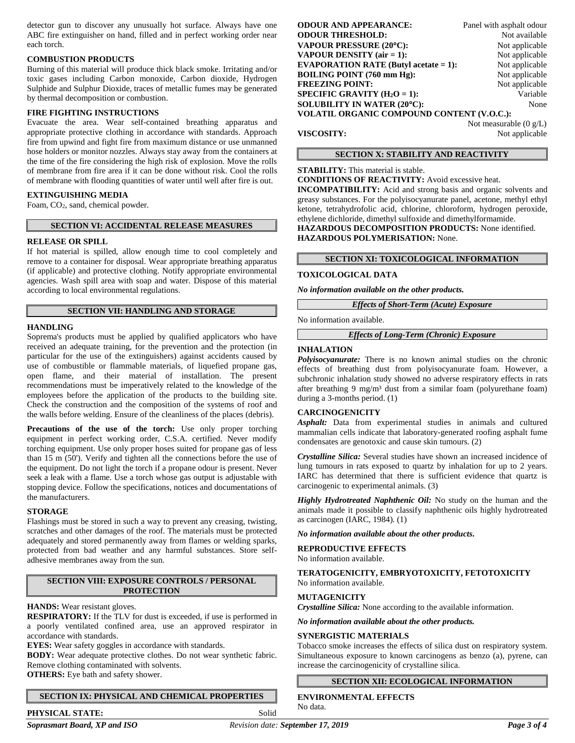detector gun to discover any unusually hot surface. Always have one ABC fire extinguisher on hand, filled and in perfect working order near each torch.

### COMBUSTION PRODUCTS

Burning of this material will produce thick black smoke. Irritating and/or toxic gases including Carbon monoxide, Carbon dioxide, Hydrogen Sulphide and Sulphur Dioxide, traces of metallic fumes may be generated by thermal decomposition or combustion.

### FIRE FIGHTING INSTRUCTIONS

Evacuate the area. Wear self-contained breathing apparatus and appropriate protective clothing in accordance with standards. Approach fire from upwind and fight fire from maximum distance or use unmanned hose holders or monitor nozzles. Always stay away from the containers at the time of the fire considering the high risk of explosion. Move the rolls of membrane from fire area if it can be done without risk. Cool the rolls of membrane with flooding quantities of water until well after fire is out.

### EXTINGUISHING MEDIA

Foam, $CO_2$, sand, chemical powder.

## SECTION VI: ACCIDENTAL RELEASE MEASURES

### RELEASE OR SPILL

If hot material is spilled, allow enough time to cool completely and remove to a container for disposal. Wear appropriate breathing apparatus (if applicable) and protective clothing. Notify appropriate environmental agencies. Wash spill area with soap and water. Dispose of this material according to local environmental regulations.

## SECTION VII: HANDLING AND STORAGE

### HANDLING

Soprema's products must be applied by qualified applicators who have received an adequate training, for the prevention and the protection (in particular for the use of the extinguishers) against accidents caused by use of combustible or flammable materials, of liquefied propane gas, open flame, and their material of installation. The present recommendations must be imperatively related to the knowledge of the employees before the application of the products to the building site. Check the construction and the composition of the systems of roof and the walls before welding. Ensure of the cleanliness of the places (debris).

**Precautions of the use of the torch:** Use only proper torching equipment in perfect working order, C.S.A. certified. Never modify torching equipment. Use only proper hoses suited for propane gas of less than 15 m (50'). Verify and tighten all the connections before the use of the equipment. Do not light the torch if a propane odour is present. Never seek a leak with a flame. Use a torch whose gas output is adjustable with stopping device. Follow the specifications, notices and documentations of the manufacturers.

### STORAGE

Flashings must be stored in such a way to prevent any creasing, twisting, scratches and other damages of the roof. The materials must be protected adequately and stored permanently away from flames or welding sparks, protected from bad weather and any harmful substances. Store self-adhesive membranes away from the sun.

## SECTION VIII: EXPOSURE CONTROLS / PERSONAL PROTECTION

**HANDS:** Wear resistant gloves.
**RESPIRATORY:** If the TLV for dust is exceeded, if use is performed in a poorly ventilated confined area, use an approved respirator in accordance with standards.
**EYES:** Wear safety goggles in accordance with standards.
**BODY:** Wear adequate protective clothes. Do not wear synthetic fabric. Remove clothing contaminated with solvents.
**OTHERS:** Eye bath and safety shower.

## SECTION IX: PHYSICAL AND CHEMICAL PROPERTIES

| | |
|---|---|
| **PHYSICAL STATE:** | Solid |
| **ODOUR AND APPEARANCE:** | Panel with asphalt odour |
| **ODOUR THRESHOLD:** | Not available |
| **VAPOUR PRESSURE (20°C):** | Not applicable |
| **VAPOUR DENSITY (air = 1):** | Not applicable |
| **EVAPORATION RATE (Butyl acetate = 1):** | Not applicable |
| **BOILING POINT (760 mm Hg):** | Not applicable |
| **FREEZING POINT:** | Not applicable |
| **SPECIFIC GRAVITY ($H_2O$ = 1):** | Variable |
| **SOLUBILITY IN WATER (20°C):** | None |
| **VOLATIL ORGANIC COMPOUND CONTENT (V.O.C.):** | Not measurable (0 g/L) |
| **VISCOSITY:** | Not applicable |

## SECTION X: STABILITY AND REACTIVITY

**STABILITY:** This material is stable.
**CONDITIONS OF REACTIVITY:** Avoid excessive heat.
**INCOMPATIBILITY:** Acid and strong basis and organic solvents and greasy substances. For the polyisocyanurate panel, acetone, methyl ethyl ketone, tetrahydrofolic acid, chlorine, chloroform, hydrogen peroxide, ethylene dichloride, dimethyl sulfoxide and dimethylformamide.
**HAZARDOUS DECOMPOSITION PRODUCTS:** None identified.
**HAZARDOUS POLYMERISATION:** None.

## SECTION XI: TOXICOLOGICAL INFORMATION

### TOXICOLOGICAL DATA

***No information available on the other products.***

***Effects of Short-Term (Acute) Exposure***

No information available.

***Effects of Long-Term (Chronic) Exposure***

### INHALATION

***Polyisocyanurate:*** There is no known animal studies on the chronic effects of breathing dust from polyisocyanurate foam. However, a subchronic inhalation study showed no adverse respiratory effects in rats after breathing 9 mg/m³ dust from a similar foam (polyurethane foam) during a 3-months period. (1)

### CARCINOGENICITY

***Asphalt:*** Data from experimental studies in animals and cultured mammalian cells indicate that laboratory-generated roofing asphalt fume condensates are genotoxic and cause skin tumours. (2)

***Crystalline Silica:*** Several studies have shown an increased incidence of lung tumours in rats exposed to quartz by inhalation for up to 2 years. IARC has determined that there is sufficient evidence that quartz is carcinogenic to experimental animals. (3)

***Highly Hydrotreated Naphthenic Oil:*** No study on the human and the animals made it possible to classify naphthenic oils highly hydrotreated as carcinogen (IARC, 1984). (1)

***No information available about the other products.***

### REPRODUCTIVE EFFECTS

No information available.

### TERATOGENICITY, EMBRYOTOXICITY, FETOTOXICITY

No information available.

### MUTAGENICITY

***Crystalline Silica:*** None according to the available information.

***No information available about the other products.***

### SYNERGISTIC MATERIALS

Tobacco smoke increases the effects of silica dust on respiratory system. Simultaneous exposure to known carcinogens as benzo (a), pyrene, can increase the carcinogenicity of crystalline silica.

## SECTION XII: ECOLOGICAL INFORMATION

### ENVIRONMENTAL EFFECTS

No data.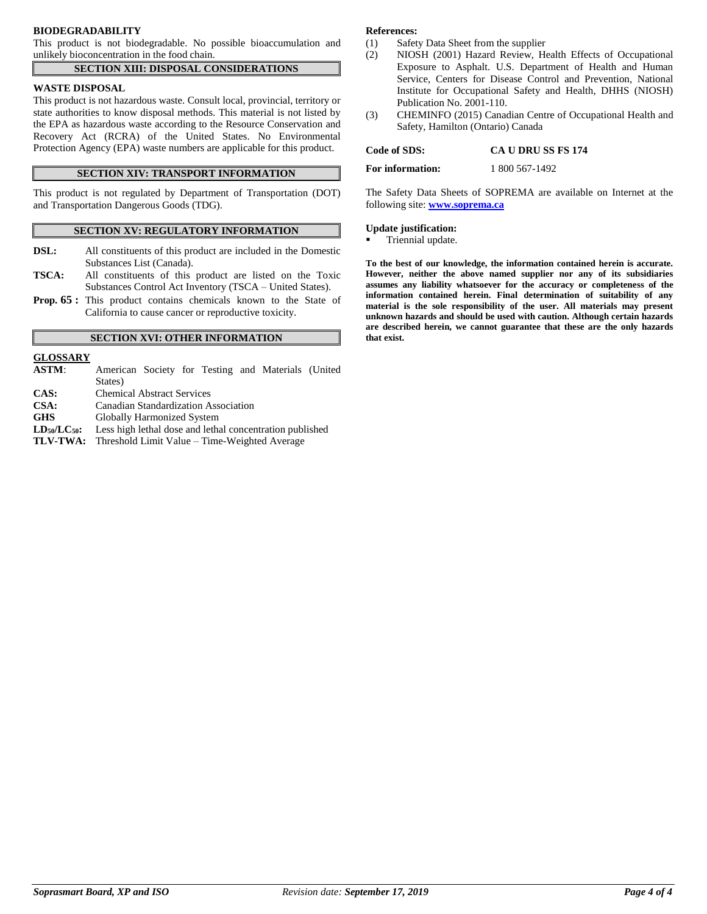**BIODEGRADABILITY**

This product is not biodegradable. No possible bioaccumulation and unlikely bioconcentration in the food chain.

## SECTION XIII: DISPOSAL CONSIDERATIONS

**WASTE DISPOSAL**

This product is not hazardous waste. Consult local, provincial, territory or state authorities to know disposal methods. This material is not listed by the EPA as hazardous waste according to the Resource Conservation and Recovery Act (RCRA) of the United States. No Environmental Protection Agency (EPA) waste numbers are applicable for this product.

## SECTION XIV: TRANSPORT INFORMATION

This product is not regulated by Department of Transportation (DOT) and Transportation Dangerous Goods (TDG).

## SECTION XV: REGULATORY INFORMATION

**DSL:** All constituents of this product are included in the Domestic Substances List (Canada).

**TSCA:** All constituents of this product are listed on the Toxic Substances Control Act Inventory (TSCA – United States).

**Prop. 65 :** This product contains chemicals known to the State of California to cause cancer or reproductive toxicity.

## SECTION XVI: OTHER INFORMATION

**GLOSSARY**

**ASTM**: American Society for Testing and Materials (United States)

**CAS:** Chemical Abstract Services

**CSA:** Canadian Standardization Association

**GHS** Globally Harmonized System

**$LD_{50}$/$LC_{50}$:** Less high lethal dose and lethal concentration published

**TLV-TWA:** Threshold Limit Value – Time-Weighted Average

**References:**

(1) Safety Data Sheet from the supplier

(2) NIOSH (2001) Hazard Review, Health Effects of Occupational Exposure to Asphalt. U.S. Department of Health and Human Service, Centers for Disease Control and Prevention, National Institute for Occupational Safety and Health, DHHS (NIOSH) Publication No. 2001-110.

(3) CHEMINFO (2015) Canadian Centre of Occupational Health and Safety, Hamilton (Ontario) Canada

**Code of SDS:** **CA U DRU SS FS 174**

**For information:** 1 800 567-1492

The Safety Data Sheets of SOPREMA are available on Internet at the following site: **www.soprema.ca**

**Update justification:**

- Triennial update.

**To the best of our knowledge, the information contained herein is accurate. However, neither the above named supplier nor any of its subsidiaries assumes any liability whatsoever for the accuracy or completeness of the information contained herein. Final determination of suitability of any material is the sole responsibility of the user. All materials may present unknown hazards and should be used with caution. Although certain hazards are described herein, we cannot guarantee that these are the only hazards that exist.**